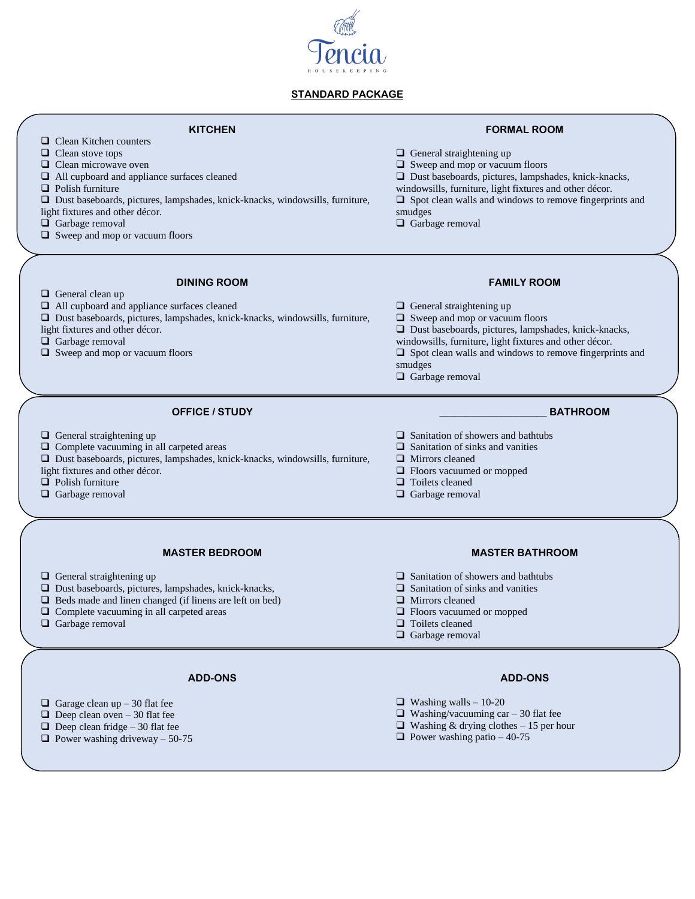# Tencia

HOUSEKEEPING

## STANDARD PACKAGE

### KITCHEN

- ❑ Clean Kitchen counters
- ❑ Clean stove tops
- ❑ Clean microwave oven
- ❑ All cupboard and appliance surfaces cleaned
- ❑ Polish furniture
- ❑ Dust baseboards, pictures, lampshades, knick-knacks, windowsills, furniture, light fixtures and other décor.
- ❑ Garbage removal
- ❑ Sweep and mop or vacuum floors

### FORMAL ROOM

- ❑ General straightening up
- ❑ Sweep and mop or vacuum floors
- ❑ Dust baseboards, pictures, lampshades, knick-knacks, windowsills, furniture, light fixtures and other décor.
- ❑ Spot clean walls and windows to remove fingerprints and smudges
- ❑ Garbage removal

### DINING ROOM

- ❑ General clean up
- ❑ All cupboard and appliance surfaces cleaned
- ❑ Dust baseboards, pictures, lampshades, knick-knacks, windowsills, furniture, light fixtures and other décor.
- ❑ Garbage removal
- ❑ Sweep and mop or vacuum floors

### FAMILY ROOM

- ❑ General straightening up
- ❑ Sweep and mop or vacuum floors
- ❑ Dust baseboards, pictures, lampshades, knick-knacks, windowsills, furniture, light fixtures and other décor.
- ❑ Spot clean walls and windows to remove fingerprints and smudges
- ❑ Garbage removal

### OFFICE / STUDY

- ❑ General straightening up
- ❑ Complete vacuuming in all carpeted areas
- ❑ Dust baseboards, pictures, lampshades, knick-knacks, windowsills, furniture, light fixtures and other décor.
- ❑ Polish furniture
- ❑ Garbage removal

### ___________________ BATHROOM

- ❑ Sanitation of showers and bathtubs
- ❑ Sanitation of sinks and vanities
- ❑ Mirrors cleaned
- ❑ Floors vacuumed or mopped
- ❑ Toilets cleaned
- ❑ Garbage removal

### MASTER BEDROOM

- ❑ General straightening up
- ❑ Dust baseboards, pictures, lampshades, knick-knacks,
- ❑ Beds made and linen changed (if linens are left on bed)
- ❑ Complete vacuuming in all carpeted areas
- ❑ Garbage removal

### MASTER BATHROOM

- ❑ Sanitation of showers and bathtubs
- ❑ Sanitation of sinks and vanities
- ❑ Mirrors cleaned
- ❑ Floors vacuumed or mopped
- ❑ Toilets cleaned
- ❑ Garbage removal

### ADD-ONS

- ❑ Garage clean up – 30 flat fee
- ❑ Deep clean oven – 30 flat fee
- ❑ Deep clean fridge – 30 flat fee
- ❑ Power washing driveway – 50-75

### ADD-ONS

- ❑ Washing walls – 10-20
- ❑ Washing/vacuuming car – 30 flat fee
- ❑ Washing & drying clothes – 15 per hour
- ❑ Power washing patio – 40-75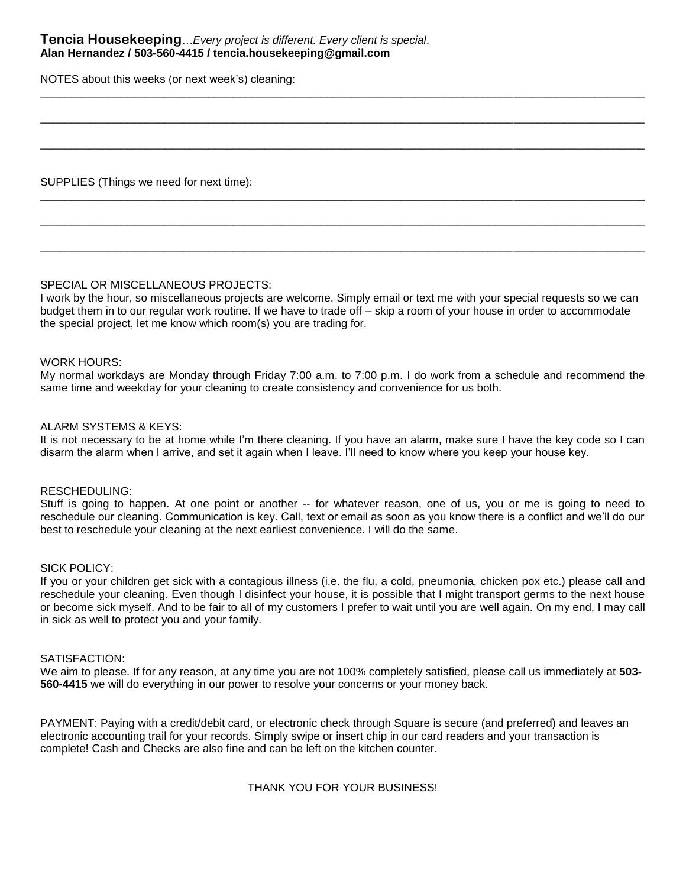**Tencia Housekeeping**…*Every project is different. Every client is special*.
**Alan Hernandez / 503-560-4415 / tencia.housekeeping@gmail.com**

NOTES about this weeks (or next week's) cleaning:

\_\_\_\_\_\_\_\_\_\_\_\_\_\_\_\_\_\_\_\_\_\_\_\_\_\_\_\_\_\_\_\_\_\_\_\_\_\_\_\_\_\_\_\_\_\_\_\_\_\_\_\_\_\_\_\_\_\_\_\_\_\_\_\_\_\_\_\_\_\_\_\_\_\_\_\_\_\_\_\_

\_\_\_\_\_\_\_\_\_\_\_\_\_\_\_\_\_\_\_\_\_\_\_\_\_\_\_\_\_\_\_\_\_\_\_\_\_\_\_\_\_\_\_\_\_\_\_\_\_\_\_\_\_\_\_\_\_\_\_\_\_\_\_\_\_\_\_\_\_\_\_\_\_\_\_\_\_\_\_\_

\_\_\_\_\_\_\_\_\_\_\_\_\_\_\_\_\_\_\_\_\_\_\_\_\_\_\_\_\_\_\_\_\_\_\_\_\_\_\_\_\_\_\_\_\_\_\_\_\_\_\_\_\_\_\_\_\_\_\_\_\_\_\_\_\_\_\_\_\_\_\_\_\_\_\_\_\_\_\_\_

SUPPLIES (Things we need for next time):

\_\_\_\_\_\_\_\_\_\_\_\_\_\_\_\_\_\_\_\_\_\_\_\_\_\_\_\_\_\_\_\_\_\_\_\_\_\_\_\_\_\_\_\_\_\_\_\_\_\_\_\_\_\_\_\_\_\_\_\_\_\_\_\_\_\_\_\_\_\_\_\_\_\_\_\_\_\_\_\_

\_\_\_\_\_\_\_\_\_\_\_\_\_\_\_\_\_\_\_\_\_\_\_\_\_\_\_\_\_\_\_\_\_\_\_\_\_\_\_\_\_\_\_\_\_\_\_\_\_\_\_\_\_\_\_\_\_\_\_\_\_\_\_\_\_\_\_\_\_\_\_\_\_\_\_\_\_\_\_\_

\_\_\_\_\_\_\_\_\_\_\_\_\_\_\_\_\_\_\_\_\_\_\_\_\_\_\_\_\_\_\_\_\_\_\_\_\_\_\_\_\_\_\_\_\_\_\_\_\_\_\_\_\_\_\_\_\_\_\_\_\_\_\_\_\_\_\_\_\_\_\_\_\_\_\_\_\_\_\_\_

SPECIAL OR MISCELLANEOUS PROJECTS:
I work by the hour, so miscellaneous projects are welcome. Simply email or text me with your special requests so we can budget them in to our regular work routine. If we have to trade off – skip a room of your house in order to accommodate the special project, let me know which room(s) you are trading for.

WORK HOURS:
My normal workdays are Monday through Friday 7:00 a.m. to 7:00 p.m. I do work from a schedule and recommend the same time and weekday for your cleaning to create consistency and convenience for us both.

ALARM SYSTEMS & KEYS:
It is not necessary to be at home while I'm there cleaning. If you have an alarm, make sure I have the key code so I can disarm the alarm when I arrive, and set it again when I leave. I'll need to know where you keep your house key.

RESCHEDULING:
Stuff is going to happen. At one point or another -- for whatever reason, one of us, you or me is going to need to reschedule our cleaning. Communication is key. Call, text or email as soon as you know there is a conflict and we'll do our best to reschedule your cleaning at the next earliest convenience. I will do the same.

SICK POLICY:
If you or your children get sick with a contagious illness (i.e. the flu, a cold, pneumonia, chicken pox etc.) please call and reschedule your cleaning. Even though I disinfect your house, it is possible that I might transport germs to the next house or become sick myself. And to be fair to all of my customers I prefer to wait until you are well again. On my end, I may call in sick as well to protect you and your family.

SATISFACTION:
We aim to please. If for any reason, at any time you are not 100% completely satisfied, please call us immediately at **503-560-4415** we will do everything in our power to resolve your concerns or your money back.

PAYMENT: Paying with a credit/debit card, or electronic check through Square is secure (and preferred) and leaves an electronic accounting trail for your records. Simply swipe or insert chip in our card readers and your transaction is complete! Cash and Checks are also fine and can be left on the kitchen counter.

THANK YOU FOR YOUR BUSINESS!